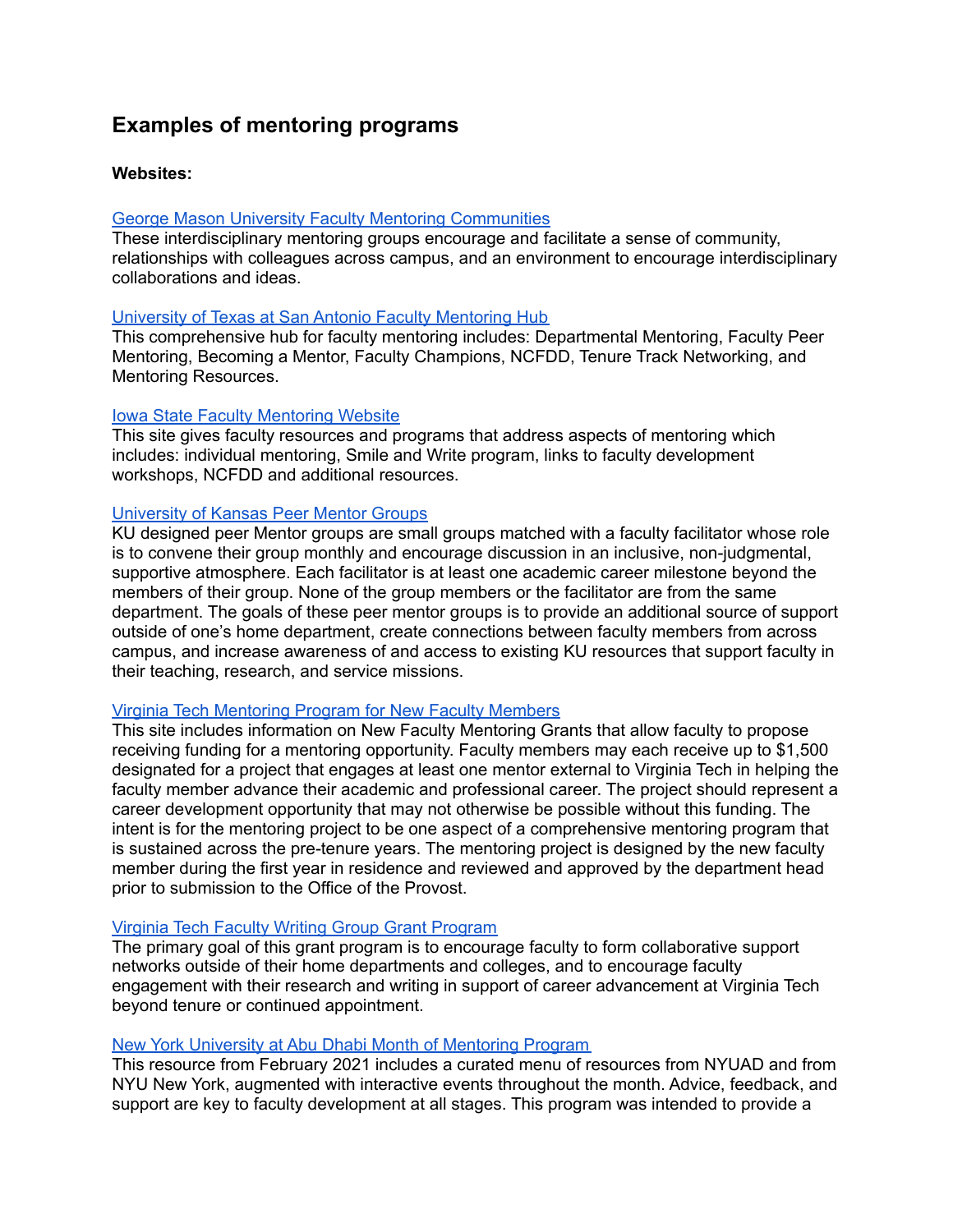# Examples of mentoring programs

**Websites:**

George Mason University Faculty Mentoring Communities
These interdisciplinary mentoring groups encourage and facilitate a sense of community, relationships with colleagues across campus, and an environment to encourage interdisciplinary collaborations and ideas.

University of Texas at San Antonio Faculty Mentoring Hub
This comprehensive hub for faculty mentoring includes: Departmental Mentoring, Faculty Peer Mentoring, Becoming a Mentor, Faculty Champions, NCFDD, Tenure Track Networking, and Mentoring Resources.

Iowa State Faculty Mentoring Website
This site gives faculty resources and programs that address aspects of mentoring which includes: individual mentoring, Smile and Write program, links to faculty development workshops, NCFDD and additional resources.

University of Kansas Peer Mentor Groups
KU designed peer Mentor groups are small groups matched with a faculty facilitator whose role is to convene their group monthly and encourage discussion in an inclusive, non-judgmental, supportive atmosphere. Each facilitator is at least one academic career milestone beyond the members of their group. None of the group members or the facilitator are from the same department. The goals of these peer mentor groups is to provide an additional source of support outside of one's home department, create connections between faculty members from across campus, and increase awareness of and access to existing KU resources that support faculty in their teaching, research, and service missions.

Virginia Tech Mentoring Program for New Faculty Members
This site includes information on New Faculty Mentoring Grants that allow faculty to propose receiving funding for a mentoring opportunity. Faculty members may each receive up to $1,500 designated for a project that engages at least one mentor external to Virginia Tech in helping the faculty member advance their academic and professional career. The project should represent a career development opportunity that may not otherwise be possible without this funding. The intent is for the mentoring project to be one aspect of a comprehensive mentoring program that is sustained across the pre-tenure years. The mentoring project is designed by the new faculty member during the first year in residence and reviewed and approved by the department head prior to submission to the Office of the Provost.

Virginia Tech Faculty Writing Group Grant Program
The primary goal of this grant program is to encourage faculty to form collaborative support networks outside of their home departments and colleges, and to encourage faculty engagement with their research and writing in support of career advancement at Virginia Tech beyond tenure or continued appointment.

New York University at Abu Dhabi Month of Mentoring Program
This resource from February 2021 includes a curated menu of resources from NYUAD and from NYU New York, augmented with interactive events throughout the month. Advice, feedback, and support are key to faculty development at all stages. This program was intended to provide a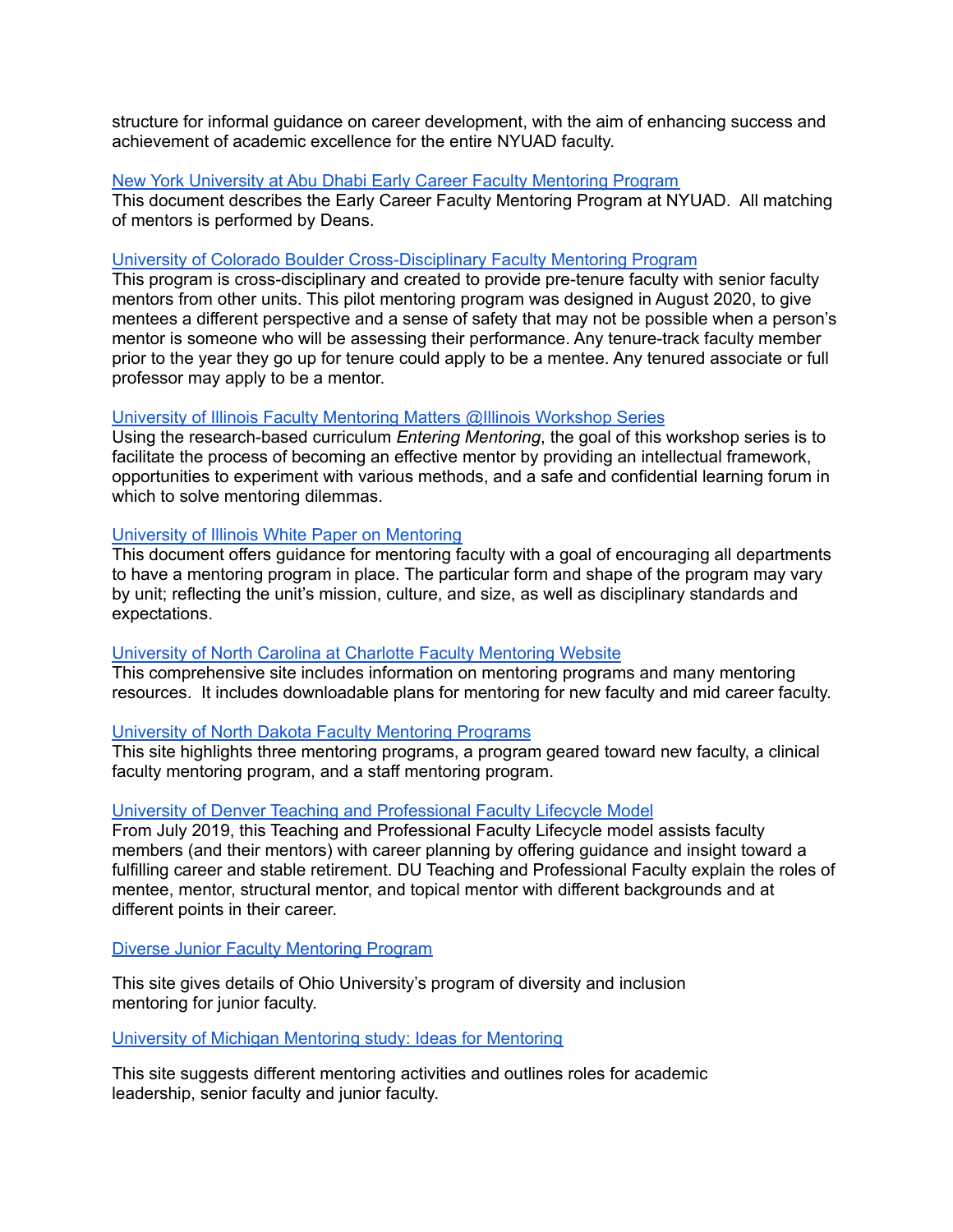structure for informal guidance on career development, with the aim of enhancing success and achievement of academic excellence for the entire NYUAD faculty.

New York University at Abu Dhabi Early Career Faculty Mentoring Program
This document describes the Early Career Faculty Mentoring Program at NYUAD. All matching of mentors is performed by Deans.

University of Colorado Boulder Cross-Disciplinary Faculty Mentoring Program
This program is cross-disciplinary and created to provide pre-tenure faculty with senior faculty mentors from other units. This pilot mentoring program was designed in August 2020, to give mentees a different perspective and a sense of safety that may not be possible when a person's mentor is someone who will be assessing their performance. Any tenure-track faculty member prior to the year they go up for tenure could apply to be a mentee. Any tenured associate or full professor may apply to be a mentor.

University of Illinois Faculty Mentoring Matters @Illinois Workshop Series
Using the research-based curriculum *Entering Mentoring*, the goal of this workshop series is to facilitate the process of becoming an effective mentor by providing an intellectual framework, opportunities to experiment with various methods, and a safe and confidential learning forum in which to solve mentoring dilemmas.

University of Illinois White Paper on Mentoring
This document offers guidance for mentoring faculty with a goal of encouraging all departments to have a mentoring program in place. The particular form and shape of the program may vary by unit; reflecting the unit's mission, culture, and size, as well as disciplinary standards and expectations.

University of North Carolina at Charlotte Faculty Mentoring Website
This comprehensive site includes information on mentoring programs and many mentoring resources. It includes downloadable plans for mentoring for new faculty and mid career faculty.

University of North Dakota Faculty Mentoring Programs
This site highlights three mentoring programs, a program geared toward new faculty, a clinical faculty mentoring program, and a staff mentoring program.

University of Denver Teaching and Professional Faculty Lifecycle Model
From July 2019, this Teaching and Professional Faculty Lifecycle model assists faculty members (and their mentors) with career planning by offering guidance and insight toward a fulfilling career and stable retirement. DU Teaching and Professional Faculty explain the roles of mentee, mentor, structural mentor, and topical mentor with different backgrounds and at different points in their career.

Diverse Junior Faculty Mentoring Program

This site gives details of Ohio University's program of diversity and inclusion mentoring for junior faculty.

University of Michigan Mentoring study: Ideas for Mentoring

This site suggests different mentoring activities and outlines roles for academic leadership, senior faculty and junior faculty.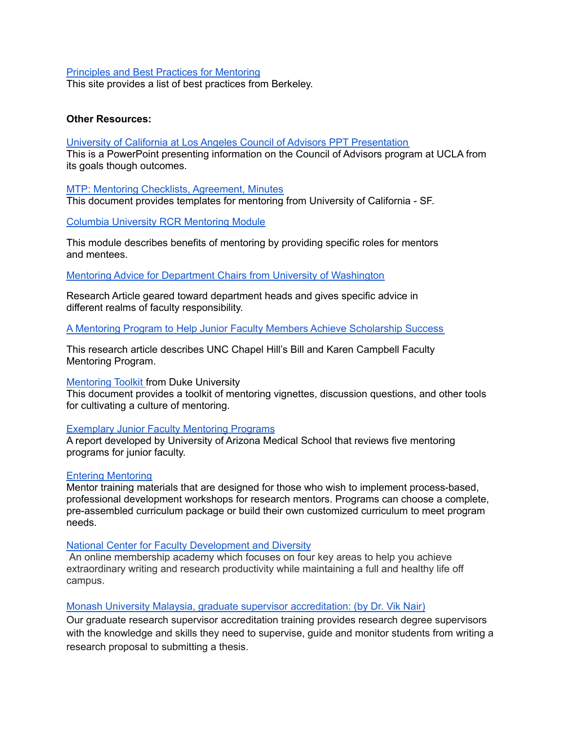Principles and Best Practices for Mentoring
This site provides a list of best practices from Berkeley.

**Other Resources:**

University of California at Los Angeles Council of Advisors PPT Presentation
This is a PowerPoint presenting information on the Council of Advisors program at UCLA from its goals though outcomes.

MTP: Mentoring Checklists, Agreement, Minutes
This document provides templates for mentoring from University of California - SF.

Columbia University RCR Mentoring Module

This module describes benefits of mentoring by providing specific roles for mentors and mentees.

Mentoring Advice for Department Chairs from University of Washington

Research Article geared toward department heads and gives specific advice in different realms of faculty responsibility.

A Mentoring Program to Help Junior Faculty Members Achieve Scholarship Success

This research article describes UNC Chapel Hill's Bill and Karen Campbell Faculty Mentoring Program.

Mentoring Toolkit from Duke University
This document provides a toolkit of mentoring vignettes, discussion questions, and other tools for cultivating a culture of mentoring.

Exemplary Junior Faculty Mentoring Programs
A report developed by University of Arizona Medical School that reviews five mentoring programs for junior faculty.

Entering Mentoring
Mentor training materials that are designed for those who wish to implement process-based, professional development workshops for research mentors. Programs can choose a complete, pre-assembled curriculum package or build their own customized curriculum to meet program needs.

National Center for Faculty Development and Diversity
An online membership academy which focuses on four key areas to help you achieve extraordinary writing and research productivity while maintaining a full and healthy life off campus.

Monash University Malaysia, graduate supervisor accreditation: (by Dr. Vik Nair)
Our graduate research supervisor accreditation training provides research degree supervisors with the knowledge and skills they need to supervise, guide and monitor students from writing a research proposal to submitting a thesis.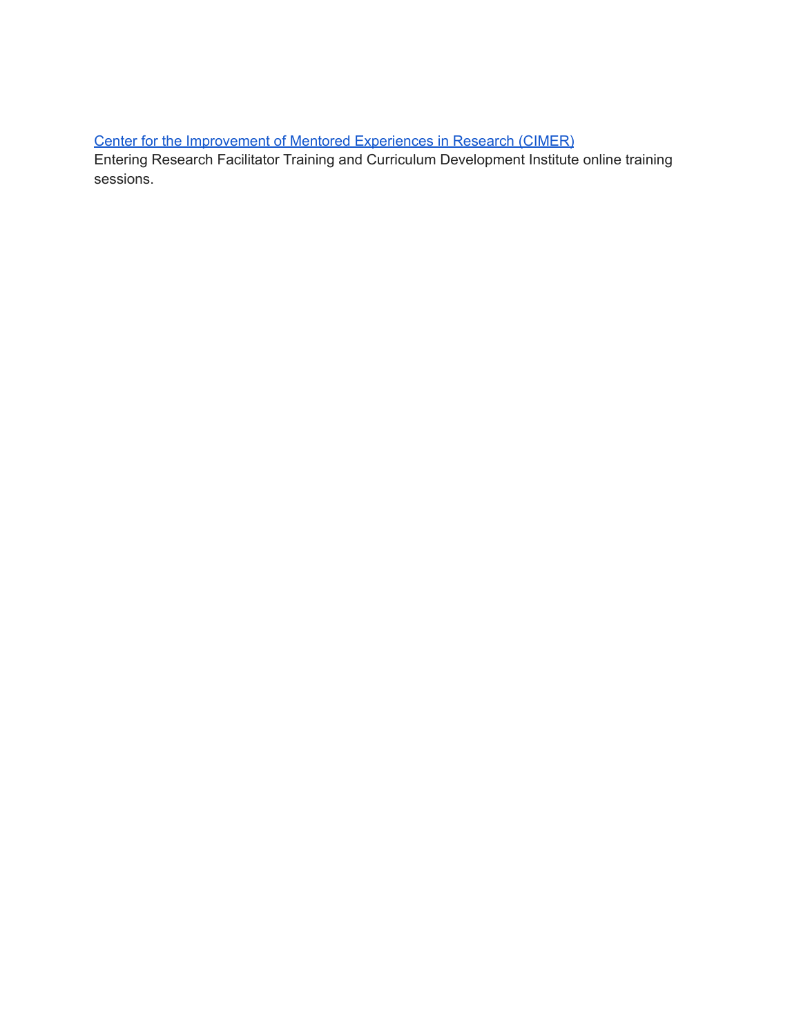Center for the Improvement of Mentored Experiences in Research (CIMER)
Entering Research Facilitator Training and Curriculum Development Institute online training sessions.